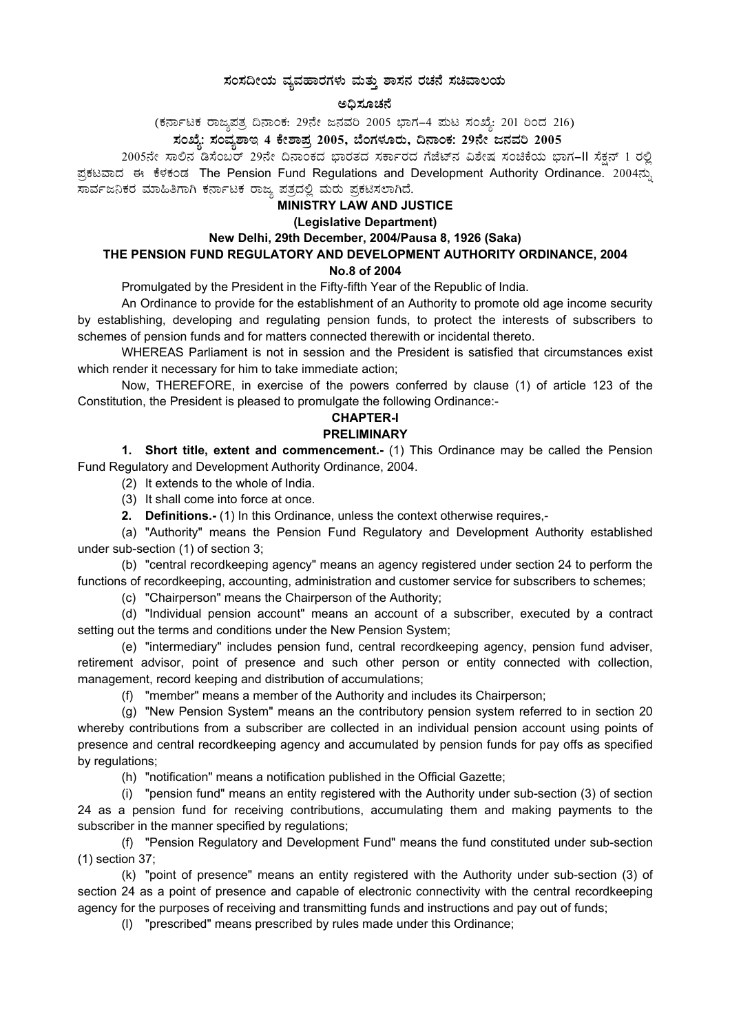# ಸಂಸದೀಯ ವ್ಯವಹಾರಗಳು ಮತ್ತು ಶಾಸನ ರಚನೆ ಸಚಿವಾಲಯ

## ಅಧಿಸೂಚನೆ

(ಕರ್ನಾಟಕ ರಾಜ್ಯಪತ್ರ ದಿನಾಂಕ: 29ನೇ ಜನವರಿ 2005 ಭಾಗ–4 ಪುಟ ಸಂಖ್ಯೆ: 201 ರಿಂದ 216)

**ಸಂಖ್ಯೆ: ಸಂವ್ಯಶಾಇ 4 ಕೇಶಾಪ್ರ 2005, ಬೆಂಗಳೂರು, ದಿನಾಂಕ: 29ನೇ ಜನವರಿ 2005**

2005ನೇ ಸಾಲಿನ ಡಿಸೆಂಬರ್ 29ನೇ ದಿನಾಂಕದ ಭಾರತದ ಸರ್ಕಾರದ ಗೆಜೆಟ್‌ನ ವಿಶೇಷ ಸಂಚಿಕೆಯ ಭಾಗ–II ಸೆಕ್ಷನ್ 1 ರಲ್ಲಿ ಪ್ರಕಟವಾದ ಈ ಕೆಳಕಂಡ The Pension Fund Regulations and Development Authority Ordinance. 2004ನ್ನು ಸಾರ್ವಜನಿಕರ ಮಾಹಿತಿಗಾಗಿ ಕರ್ನಾಟಕ ರಾಜ್ಯ ಪತ್ರದಲ್ಲಿ ಮರು ಪ್ರಕಟಿಸಲಾಗಿದೆ.

**MINISTRY LAW AND JUSTICE**

**(Legislative Department)**

**New Delhi, 29th December, 2004/Pausa 8, 1926 (Saka)**

**THE PENSION FUND REGULATORY AND DEVELOPMENT AUTHORITY ORDINANCE, 2004**

**No.8 of 2004**

Promulgated by the President in the Fifty-fifth Year of the Republic of India.

An Ordinance to provide for the establishment of an Authority to promote old age income security by establishing, developing and regulating pension funds, to protect the interests of subscribers to schemes of pension funds and for matters connected therewith or incidental thereto.

WHEREAS Parliament is not in session and the President is satisfied that circumstances exist which render it necessary for him to take immediate action;

Now, THEREFORE, in exercise of the powers conferred by clause (1) of article 123 of the Constitution, the President is pleased to promulgate the following Ordinance:-

## CHAPTER-I

## PRELIMINARY

**1. Short title, extent and commencement.-** (1) This Ordinance may be called the Pension Fund Regulatory and Development Authority Ordinance, 2004.

(2) It extends to the whole of India.

(3) It shall come into force at once.

**2. Definitions.-** (1) In this Ordinance, unless the context otherwise requires,-

(a) "Authority" means the Pension Fund Regulatory and Development Authority established under sub-section (1) of section 3;

(b) "central recordkeeping agency" means an agency registered under section 24 to perform the functions of recordkeeping, accounting, administration and customer service for subscribers to schemes;

(c) "Chairperson" means the Chairperson of the Authority;

(d) "Individual pension account" means an account of a subscriber, executed by a contract setting out the terms and conditions under the New Pension System;

(e) "intermediary" includes pension fund, central recordkeeping agency, pension fund adviser, retirement advisor, point of presence and such other person or entity connected with collection, management, record keeping and distribution of accumulations;

(f) "member" means a member of the Authority and includes its Chairperson;

(g) "New Pension System" means an the contributory pension system referred to in section 20 whereby contributions from a subscriber are collected in an individual pension account using points of presence and central recordkeeping agency and accumulated by pension funds for pay offs as specified by regulations;

(h) "notification" means a notification published in the Official Gazette;

(i) "pension fund" means an entity registered with the Authority under sub-section (3) of section 24 as a pension fund for receiving contributions, accumulating them and making payments to the subscriber in the manner specified by regulations;

(f) "Pension Regulatory and Development Fund" means the fund constituted under sub-section (1) section 37;

(k) "point of presence" means an entity registered with the Authority under sub-section (3) of section 24 as a point of presence and capable of electronic connectivity with the central recordkeeping agency for the purposes of receiving and transmitting funds and instructions and pay out of funds;

(l) "prescribed" means prescribed by rules made under this Ordinance;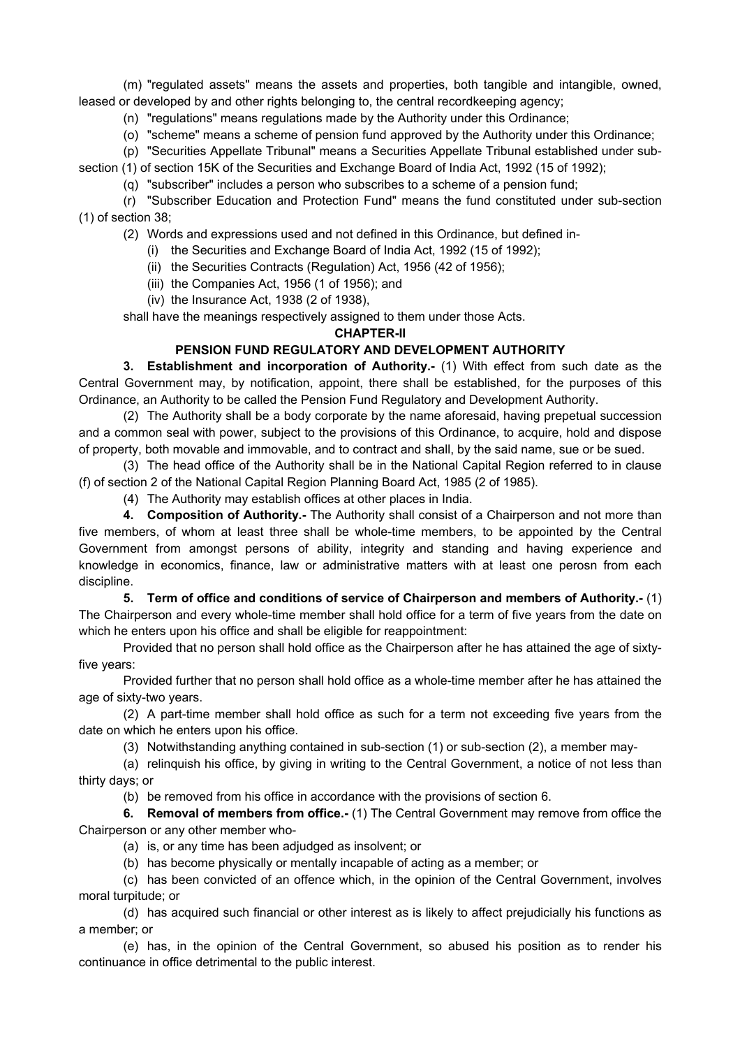(m) "regulated assets" means the assets and properties, both tangible and intangible, owned, leased or developed by and other rights belonging to, the central recordkeeping agency;

(n) "regulations" means regulations made by the Authority under this Ordinance;

(o) "scheme" means a scheme of pension fund approved by the Authority under this Ordinance;

(p) "Securities Appellate Tribunal" means a Securities Appellate Tribunal established under sub-section (1) of section 15K of the Securities and Exchange Board of India Act, 1992 (15 of 1992);

(q) "subscriber" includes a person who subscribes to a scheme of a pension fund;

(r) "Subscriber Education and Protection Fund" means the fund constituted under sub-section (1) of section 38;

(2) Words and expressions used and not defined in this Ordinance, but defined in-

(i) the Securities and Exchange Board of India Act, 1992 (15 of 1992);

(ii) the Securities Contracts (Regulation) Act, 1956 (42 of 1956);

(iii) the Companies Act, 1956 (1 of 1956); and

(iv) the Insurance Act, 1938 (2 of 1938),

shall have the meanings respectively assigned to them under those Acts.

## CHAPTER-II

## PENSION FUND REGULATORY AND DEVELOPMENT AUTHORITY

**3. Establishment and incorporation of Authority.-** (1) With effect from such date as the Central Government may, by notification, appoint, there shall be established, for the purposes of this Ordinance, an Authority to be called the Pension Fund Regulatory and Development Authority.

(2) The Authority shall be a body corporate by the name aforesaid, having prepetual succession and a common seal with power, subject to the provisions of this Ordinance, to acquire, hold and dispose of property, both movable and immovable, and to contract and shall, by the said name, sue or be sued.

(3) The head office of the Authority shall be in the National Capital Region referred to in clause (f) of section 2 of the National Capital Region Planning Board Act, 1985 (2 of 1985).

(4) The Authority may establish offices at other places in India.

**4. Composition of Authority.-** The Authority shall consist of a Chairperson and not more than five members, of whom at least three shall be whole-time members, to be appointed by the Central Government from amongst persons of ability, integrity and standing and having experience and knowledge in economics, finance, law or administrative matters with at least one perosn from each discipline.

**5. Term of office and conditions of service of Chairperson and members of Authority.-** (1) The Chairperson and every whole-time member shall hold office for a term of five years from the date on which he enters upon his office and shall be eligible for reappointment:

Provided that no person shall hold office as the Chairperson after he has attained the age of sixty-five years:

Provided further that no person shall hold office as a whole-time member after he has attained the age of sixty-two years.

(2) A part-time member shall hold office as such for a term not exceeding five years from the date on which he enters upon his office.

(3) Notwithstanding anything contained in sub-section (1) or sub-section (2), a member may-

(a) relinquish his office, by giving in writing to the Central Government, a notice of not less than thirty days; or

(b) be removed from his office in accordance with the provisions of section 6.

**6. Removal of members from office.-** (1) The Central Government may remove from office the Chairperson or any other member who-

(a) is, or any time has been adjudged as insolvent; or

(b) has become physically or mentally incapable of acting as a member; or

(c) has been convicted of an offence which, in the opinion of the Central Government, involves moral turpitude; or

(d) has acquired such financial or other interest as is likely to affect prejudicially his functions as a member; or

(e) has, in the opinion of the Central Government, so abused his position as to render his continuance in office detrimental to the public interest.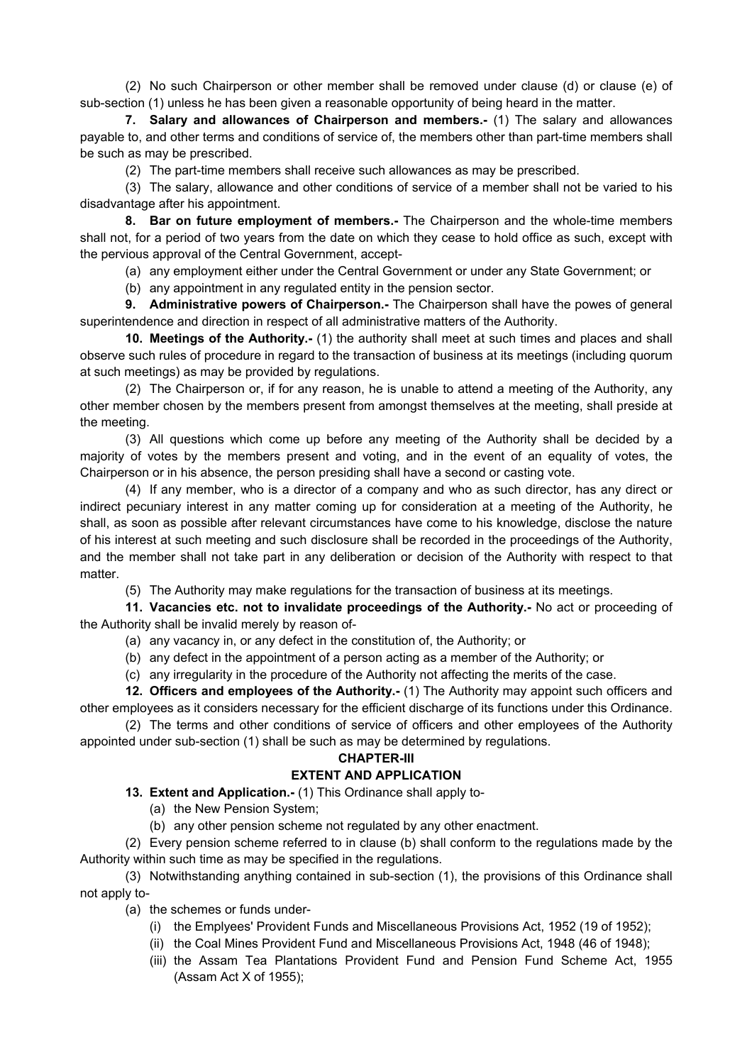(2) No such Chairperson or other member shall be removed under clause (d) or clause (e) of sub-section (1) unless he has been given a reasonable opportunity of being heard in the matter.

**7. Salary and allowances of Chairperson and members.-** (1) The salary and allowances payable to, and other terms and conditions of service of, the members other than part-time members shall be such as may be prescribed.

(2) The part-time members shall receive such allowances as may be prescribed.

(3) The salary, allowance and other conditions of service of a member shall not be varied to his disadvantage after his appointment.

**8. Bar on future employment of members.-** The Chairperson and the whole-time members shall not, for a period of two years from the date on which they cease to hold office as such, except with the pervious approval of the Central Government, accept-

(a) any employment either under the Central Government or under any State Government; or

(b) any appointment in any regulated entity in the pension sector.

**9. Administrative powers of Chairperson.-** The Chairperson shall have the powes of general superintendence and direction in respect of all administrative matters of the Authority.

**10. Meetings of the Authority.-** (1) the authority shall meet at such times and places and shall observe such rules of procedure in regard to the transaction of business at its meetings (including quorum at such meetings) as may be provided by regulations.

(2) The Chairperson or, if for any reason, he is unable to attend a meeting of the Authority, any other member chosen by the members present from amongst themselves at the meeting, shall preside at the meeting.

(3) All questions which come up before any meeting of the Authority shall be decided by a majority of votes by the members present and voting, and in the event of an equality of votes, the Chairperson or in his absence, the person presiding shall have a second or casting vote.

(4) If any member, who is a director of a company and who as such director, has any direct or indirect pecuniary interest in any matter coming up for consideration at a meeting of the Authority, he shall, as soon as possible after relevant circumstances have come to his knowledge, disclose the nature of his interest at such meeting and such disclosure shall be recorded in the proceedings of the Authority, and the member shall not take part in any deliberation or decision of the Authority with respect to that matter.

(5) The Authority may make regulations for the transaction of business at its meetings.

**11. Vacancies etc. not to invalidate proceedings of the Authority.-** No act or proceeding of the Authority shall be invalid merely by reason of-

(a) any vacancy in, or any defect in the constitution of, the Authority; or

(b) any defect in the appointment of a person acting as a member of the Authority; or

(c) any irregularity in the procedure of the Authority not affecting the merits of the case.

**12. Officers and employees of the Authority.-** (1) The Authority may appoint such officers and other employees as it considers necessary for the efficient discharge of its functions under this Ordinance.

(2) The terms and other conditions of service of officers and other employees of the Authority appointed under sub-section (1) shall be such as may be determined by regulations.

## CHAPTER-III

## EXTENT AND APPLICATION

**13. Extent and Application.-** (1) This Ordinance shall apply to-

(a) the New Pension System;

(b) any other pension scheme not regulated by any other enactment.

(2) Every pension scheme referred to in clause (b) shall conform to the regulations made by the Authority within such time as may be specified in the regulations.

(3) Notwithstanding anything contained in sub-section (1), the provisions of this Ordinance shall not apply to-

(a) the schemes or funds under-

(i) the Emplyees' Provident Funds and Miscellaneous Provisions Act, 1952 (19 of 1952);

(ii) the Coal Mines Provident Fund and Miscellaneous Provisions Act, 1948 (46 of 1948);

(iii) the Assam Tea Plantations Provident Fund and Pension Fund Scheme Act, 1955 (Assam Act X of 1955);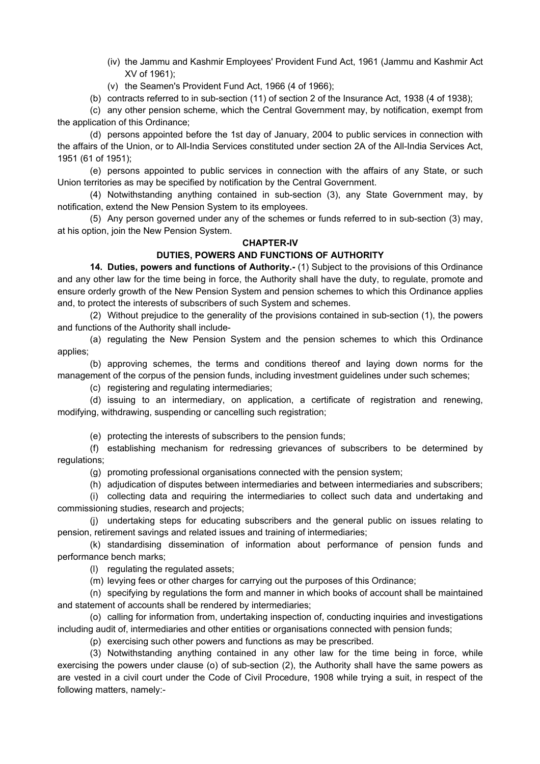(iv) the Jammu and Kashmir Employees' Provident Fund Act, 1961 (Jammu and Kashmir Act XV of 1961);

(v) the Seamen's Provident Fund Act, 1966 (4 of 1966);

(b) contracts referred to in sub-section (11) of section 2 of the Insurance Act, 1938 (4 of 1938);

(c) any other pension scheme, which the Central Government may, by notification, exempt from the application of this Ordinance;

(d) persons appointed before the 1st day of January, 2004 to public services in connection with the affairs of the Union, or to All-India Services constituted under section 2A of the All-India Services Act, 1951 (61 of 1951);

(e) persons appointed to public services in connection with the affairs of any State, or such Union territories as may be specified by notification by the Central Government.

(4) Notwithstanding anything contained in sub-section (3), any State Government may, by notification, extend the New Pension System to its employees.

(5) Any person governed under any of the schemes or funds referred to in sub-section (3) may, at his option, join the New Pension System.

## CHAPTER-IV

## DUTIES, POWERS AND FUNCTIONS OF AUTHORITY

**14. Duties, powers and functions of Authority.-** (1) Subject to the provisions of this Ordinance and any other law for the time being in force, the Authority shall have the duty, to regulate, promote and ensure orderly growth of the New Pension System and pension schemes to which this Ordinance applies and, to protect the interests of subscribers of such System and schemes.

(2) Without prejudice to the generality of the provisions contained in sub-section (1), the powers and functions of the Authority shall include-

(a) regulating the New Pension System and the pension schemes to which this Ordinance applies;

(b) approving schemes, the terms and conditions thereof and laying down norms for the management of the corpus of the pension funds, including investment guidelines under such schemes;

(c) registering and regulating intermediaries;

(d) issuing to an intermediary, on application, a certificate of registration and renewing, modifying, withdrawing, suspending or cancelling such registration;

(e) protecting the interests of subscribers to the pension funds;

(f) establishing mechanism for redressing grievances of subscribers to be determined by regulations;

(g) promoting professional organisations connected with the pension system;

(h) adjudication of disputes between intermediaries and between intermediaries and subscribers;

(i) collecting data and requiring the intermediaries to collect such data and undertaking and commissioning studies, research and projects;

(j) undertaking steps for educating subscribers and the general public on issues relating to pension, retirement savings and related issues and training of intermediaries;

(k) standardising dissemination of information about performance of pension funds and performance bench marks;

(l) regulating the regulated assets;

(m) levying fees or other charges for carrying out the purposes of this Ordinance;

(n) specifying by regulations the form and manner in which books of account shall be maintained and statement of accounts shall be rendered by intermediaries;

(o) calling for information from, undertaking inspection of, conducting inquiries and investigations including audit of, intermediaries and other entities or organisations connected with pension funds;

(p) exercising such other powers and functions as may be prescribed.

(3) Notwithstanding anything contained in any other law for the time being in force, while exercising the powers under clause (o) of sub-section (2), the Authority shall have the same powers as are vested in a civil court under the Code of Civil Procedure, 1908 while trying a suit, in respect of the following matters, namely:-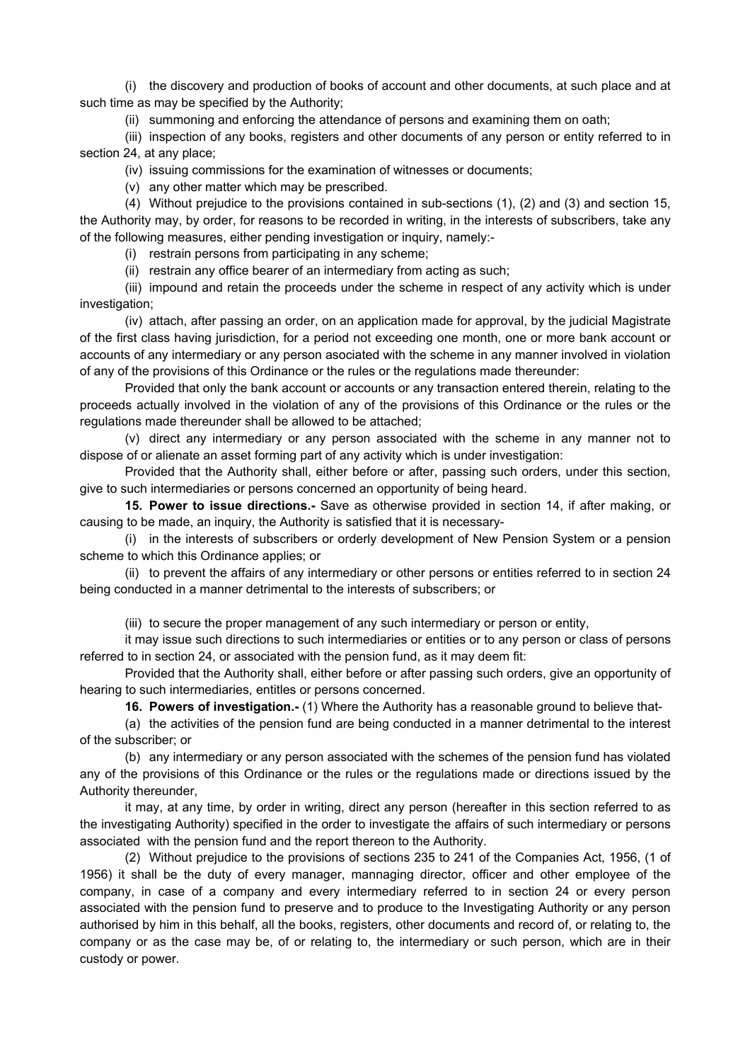(i) the discovery and production of books of account and other documents, at such place and at such time as may be specified by the Authority;

(ii) summoning and enforcing the attendance of persons and examining them on oath;

(iii) inspection of any books, registers and other documents of any person or entity referred to in section 24, at any place;

(iv) issuing commissions for the examination of witnesses or documents;

(v) any other matter which may be prescribed.

(4) Without prejudice to the provisions contained in sub-sections (1), (2) and (3) and section 15, the Authority may, by order, for reasons to be recorded in writing, in the interests of subscribers, take any of the following measures, either pending investigation or inquiry, namely:-

(i) restrain persons from participating in any scheme;

(ii) restrain any office bearer of an intermediary from acting as such;

(iii) impound and retain the proceeds under the scheme in respect of any activity which is under investigation;

(iv) attach, after passing an order, on an application made for approval, by the judicial Magistrate of the first class having jurisdiction, for a period not exceeding one month, one or more bank account or accounts of any intermediary or any person asociated with the scheme in any manner involved in violation of any of the provisions of this Ordinance or the rules or the regulations made thereunder:

Provided that only the bank account or accounts or any transaction entered therein, relating to the proceeds actually involved in the violation of any of the provisions of this Ordinance or the rules or the regulations made thereunder shall be allowed to be attached;

(v) direct any intermediary or any person associated with the scheme in any manner not to dispose of or alienate an asset forming part of any activity which is under investigation:

Provided that the Authority shall, either before or after, passing such orders, under this section, give to such intermediaries or persons concerned an opportunity of being heard.

**15. Power to issue directions.-** Save as otherwise provided in section 14, if after making, or causing to be made, an inquiry, the Authority is satisfied that it is necessary-

(i) in the interests of subscribers or orderly development of New Pension System or a pension scheme to which this Ordinance applies; or

(ii) to prevent the affairs of any intermediary or other persons or entities referred to in section 24 being conducted in a manner detrimental to the interests of subscribers; or

(iii) to secure the proper management of any such intermediary or person or entity,

it may issue such directions to such intermediaries or entities or to any person or class of persons referred to in section 24, or associated with the pension fund, as it may deem fit:

Provided that the Authority shall, either before or after passing such orders, give an opportunity of hearing to such intermediaries, entitles or persons concerned.

**16. Powers of investigation.-** (1) Where the Authority has a reasonable ground to believe that-

(a) the activities of the pension fund are being conducted in a manner detrimental to the interest of the subscriber; or

(b) any intermediary or any person associated with the schemes of the pension fund has violated any of the provisions of this Ordinance or the rules or the regulations made or directions issued by the Authority thereunder,

it may, at any time, by order in writing, direct any person (hereafter in this section referred to as the investigating Authority) specified in the order to investigate the affairs of such intermediary or persons associated with the pension fund and the report thereon to the Authority.

(2) Without prejudice to the provisions of sections 235 to 241 of the Companies Act, 1956, (1 of 1956) it shall be the duty of every manager, mannaging director, officer and other employee of the company, in case of a company and every intermediary referred to in section 24 or every person associated with the pension fund to preserve and to produce to the Investigating Authority or any person authorised by him in this behalf, all the books, registers, other documents and record of, or relating to, the company or as the case may be, of or relating to, the intermediary or such person, which are in their custody or power.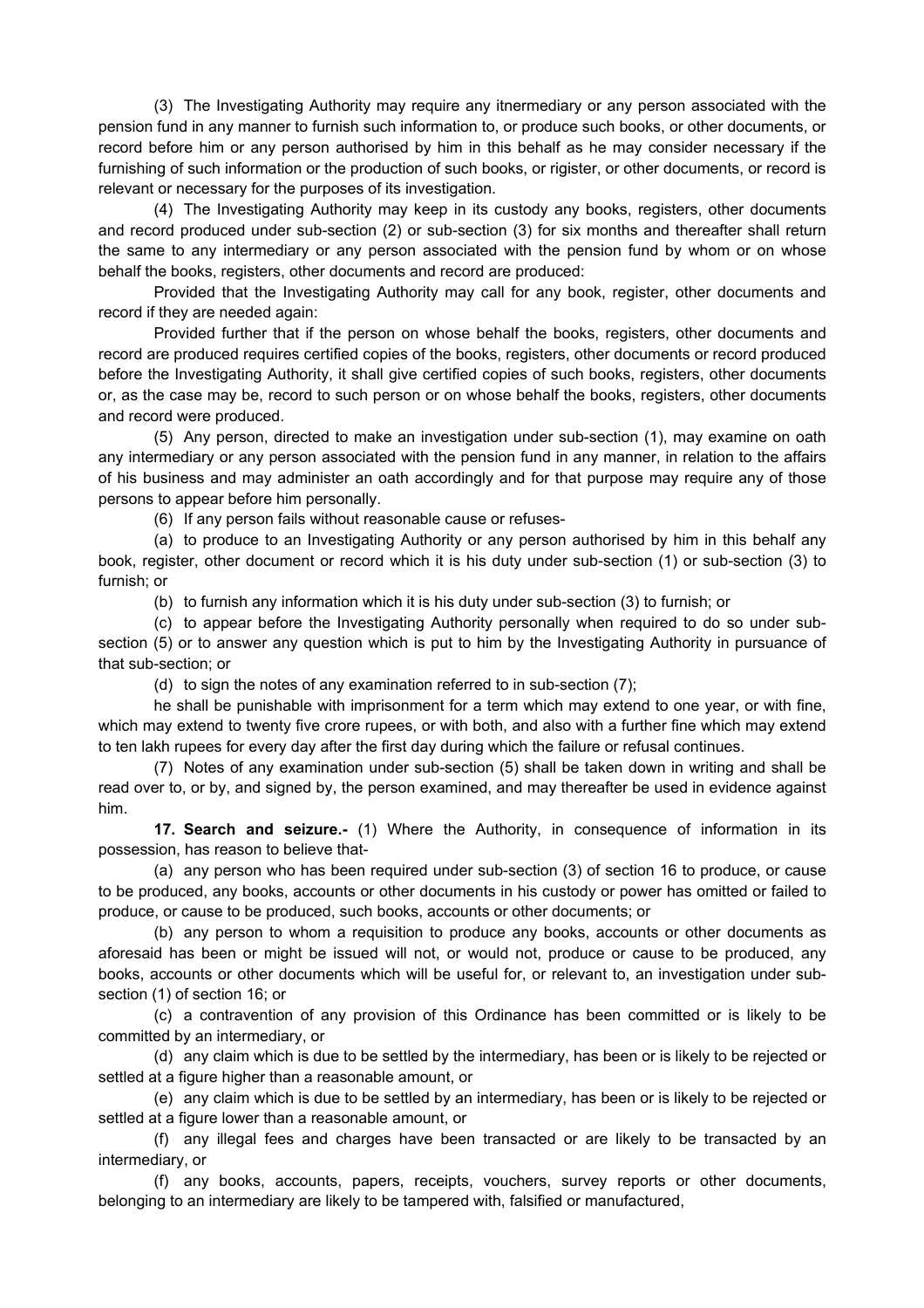(3) The Investigating Authority may require any itnermediary or any person associated with the pension fund in any manner to furnish such information to, or produce such books, or other documents, or record before him or any person authorised by him in this behalf as he may consider necessary if the furnishing of such information or the production of such books, or rigister, or other documents, or record is relevant or necessary for the purposes of its investigation.

(4) The Investigating Authority may keep in its custody any books, registers, other documents and record produced under sub-section (2) or sub-section (3) for six months and thereafter shall return the same to any intermediary or any person associated with the pension fund by whom or on whose behalf the books, registers, other documents and record are produced:

Provided that the Investigating Authority may call for any book, register, other documents and record if they are needed again:

Provided further that if the person on whose behalf the books, registers, other documents and record are produced requires certified copies of the books, registers, other documents or record produced before the Investigating Authority, it shall give certified copies of such books, registers, other documents or, as the case may be, record to such person or on whose behalf the books, registers, other documents and record were produced.

(5) Any person, directed to make an investigation under sub-section (1), may examine on oath any intermediary or any person associated with the pension fund in any manner, in relation to the affairs of his business and may administer an oath accordingly and for that purpose may require any of those persons to appear before him personally.

(6) If any person fails without reasonable cause or refuses-

(a) to produce to an Investigating Authority or any person authorised by him in this behalf any book, register, other document or record which it is his duty under sub-section (1) or sub-section (3) to furnish; or

(b) to furnish any information which it is his duty under sub-section (3) to furnish; or

(c) to appear before the Investigating Authority personally when required to do so under sub-section (5) or to answer any question which is put to him by the Investigating Authority in pursuance of that sub-section; or

(d) to sign the notes of any examination referred to in sub-section (7);

he shall be punishable with imprisonment for a term which may extend to one year, or with fine, which may extend to twenty five crore rupees, or with both, and also with a further fine which may extend to ten lakh rupees for every day after the first day during which the failure or refusal continues.

(7) Notes of any examination under sub-section (5) shall be taken down in writing and shall be read over to, or by, and signed by, the person examined, and may thereafter be used in evidence against him.

**17. Search and seizure.-** (1) Where the Authority, in consequence of information in its possession, has reason to believe that-

(a) any person who has been required under sub-section (3) of section 16 to produce, or cause to be produced, any books, accounts or other documents in his custody or power has omitted or failed to produce, or cause to be produced, such books, accounts or other documents; or

(b) any person to whom a requisition to produce any books, accounts or other documents as aforesaid has been or might be issued will not, or would not, produce or cause to be produced, any books, accounts or other documents which will be useful for, or relevant to, an investigation under sub-section (1) of section 16; or

(c) a contravention of any provision of this Ordinance has been committed or is likely to be committed by an intermediary, or

(d) any claim which is due to be settled by the intermediary, has been or is likely to be rejected or settled at a figure higher than a reasonable amount, or

(e) any claim which is due to be settled by an intermediary, has been or is likely to be rejected or settled at a figure lower than a reasonable amount, or

(f) any illegal fees and charges have been transacted or are likely to be transacted by an intermediary, or

(f) any books, accounts, papers, receipts, vouchers, survey reports or other documents, belonging to an intermediary are likely to be tampered with, falsified or manufactured,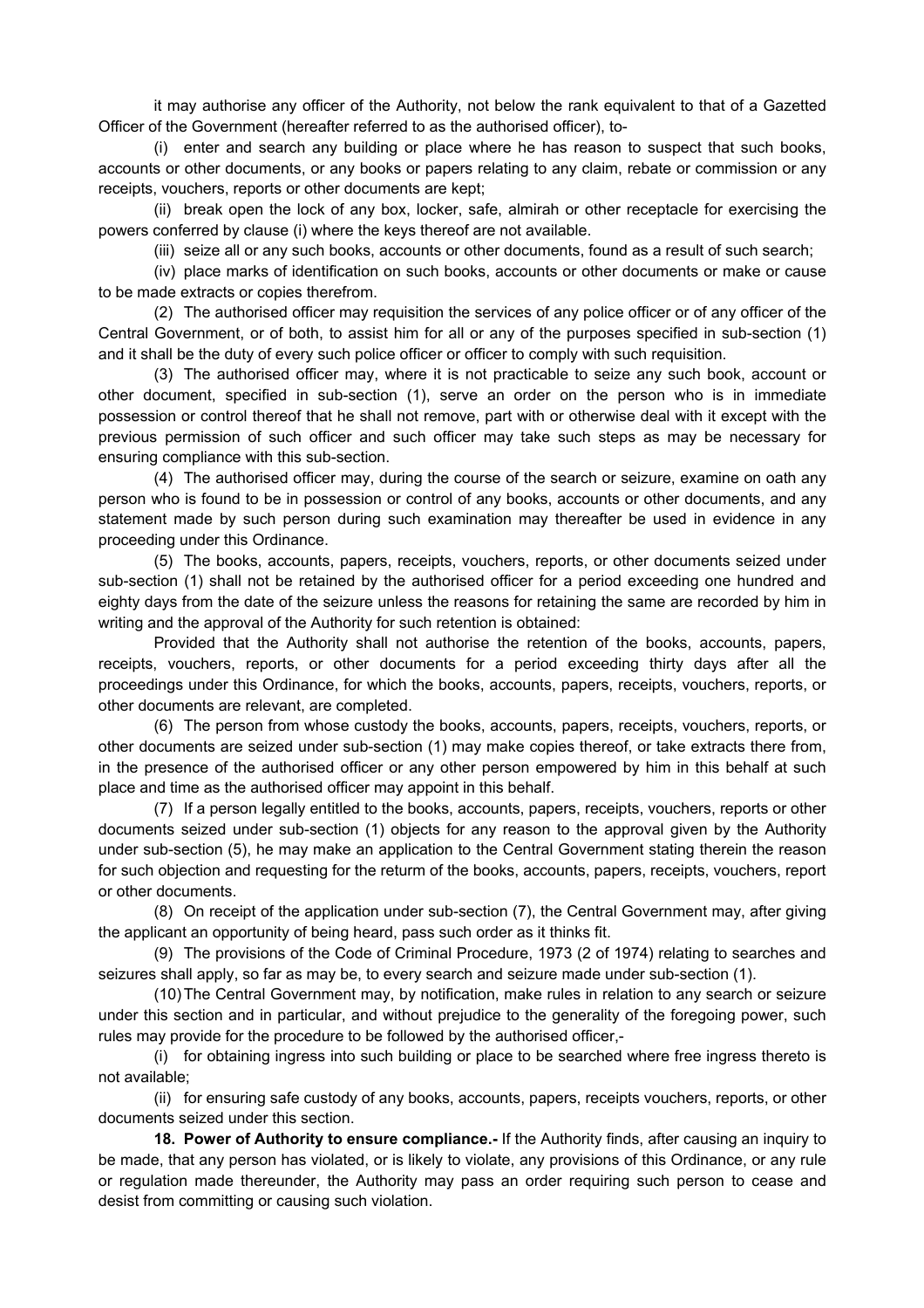it may authorise any officer of the Authority, not below the rank equivalent to that of a Gazetted Officer of the Government (hereafter referred to as the authorised officer), to-

(i) enter and search any building or place where he has reason to suspect that such books, accounts or other documents, or any books or papers relating to any claim, rebate or commission or any receipts, vouchers, reports or other documents are kept;

(ii) break open the lock of any box, locker, safe, almirah or other receptacle for exercising the powers conferred by clause (i) where the keys thereof are not available.

(iii) seize all or any such books, accounts or other documents, found as a result of such search;

(iv) place marks of identification on such books, accounts or other documents or make or cause to be made extracts or copies therefrom.

(2) The authorised officer may requisition the services of any police officer or of any officer of the Central Government, or of both, to assist him for all or any of the purposes specified in sub-section (1) and it shall be the duty of every such police officer or officer to comply with such requisition.

(3) The authorised officer may, where it is not practicable to seize any such book, account or other document, specified in sub-section (1), serve an order on the person who is in immediate possession or control thereof that he shall not remove, part with or otherwise deal with it except with the previous permission of such officer and such officer may take such steps as may be necessary for ensuring compliance with this sub-section.

(4) The authorised officer may, during the course of the search or seizure, examine on oath any person who is found to be in possession or control of any books, accounts or other documents, and any statement made by such person during such examination may thereafter be used in evidence in any proceeding under this Ordinance.

(5) The books, accounts, papers, receipts, vouchers, reports, or other documents seized under sub-section (1) shall not be retained by the authorised officer for a period exceeding one hundred and eighty days from the date of the seizure unless the reasons for retaining the same are recorded by him in writing and the approval of the Authority for such retention is obtained:

Provided that the Authority shall not authorise the retention of the books, accounts, papers, receipts, vouchers, reports, or other documents for a period exceeding thirty days after all the proceedings under this Ordinance, for which the books, accounts, papers, receipts, vouchers, reports, or other documents are relevant, are completed.

(6) The person from whose custody the books, accounts, papers, receipts, vouchers, reports, or other documents are seized under sub-section (1) may make copies thereof, or take extracts there from, in the presence of the authorised officer or any other person empowered by him in this behalf at such place and time as the authorised officer may appoint in this behalf.

(7) If a person legally entitled to the books, accounts, papers, receipts, vouchers, reports or other documents seized under sub-section (1) objects for any reason to the approval given by the Authority under sub-section (5), he may make an application to the Central Government stating therein the reason for such objection and requesting for the return of the books, accounts, papers, receipts, vouchers, report or other documents.

(8) On receipt of the application under sub-section (7), the Central Government may, after giving the applicant an opportunity of being heard, pass such order as it thinks fit.

(9) The provisions of the Code of Criminal Procedure, 1973 (2 of 1974) relating to searches and seizures shall apply, so far as may be, to every search and seizure made under sub-section (1).

(10) The Central Government may, by notification, make rules in relation to any search or seizure under this section and in particular, and without prejudice to the generality of the foregoing power, such rules may provide for the procedure to be followed by the authorised officer,-

(i) for obtaining ingress into such building or place to be searched where free ingress thereto is not available;

(ii) for ensuring safe custody of any books, accounts, papers, receipts vouchers, reports, or other documents seized under this section.

**18. Power of Authority to ensure compliance.-** If the Authority finds, after causing an inquiry to be made, that any person has violated, or is likely to violate, any provisions of this Ordinance, or any rule or regulation made thereunder, the Authority may pass an order requiring such person to cease and desist from committing or causing such violation.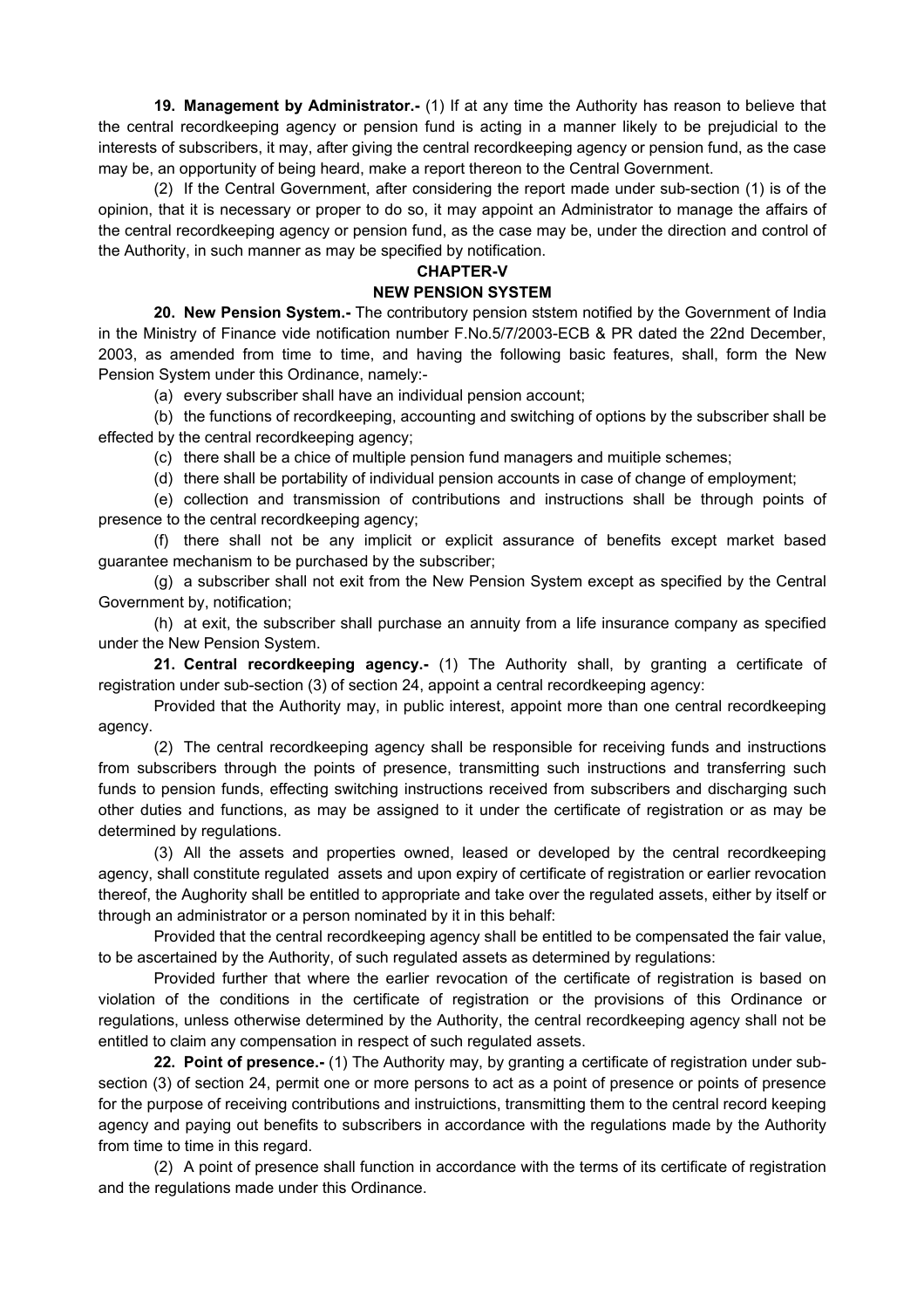**19. Management by Administrator.-** (1) If at any time the Authority has reason to believe that the central recordkeeping agency or pension fund is acting in a manner likely to be prejudicial to the interests of subscribers, it may, after giving the central recordkeeping agency or pension fund, as the case may be, an opportunity of being heard, make a report thereon to the Central Government.

(2) If the Central Government, after considering the report made under sub-section (1) is of the opinion, that it is necessary or proper to do so, it may appoint an Administrator to manage the affairs of the central recordkeeping agency or pension fund, as the case may be, under the direction and control of the Authority, in such manner as may be specified by notification.

## CHAPTER-V

## NEW PENSION SYSTEM

**20. New Pension System.-** The contributory pension ststem notified by the Government of India in the Ministry of Finance vide notification number F.No.5/7/2003-ECB & PR dated the 22nd December, 2003, as amended from time to time, and having the following basic features, shall, form the New Pension System under this Ordinance, namely:-

(a) every subscriber shall have an individual pension account;

(b) the functions of recordkeeping, accounting and switching of options by the subscriber shall be effected by the central recordkeeping agency;

(c) there shall be a chice of multiple pension fund managers and muitiple schemes;

(d) there shall be portability of individual pension accounts in case of change of employment;

(e) collection and transmission of contributions and instructions shall be through points of presence to the central recordkeeping agency;

(f) there shall not be any implicit or explicit assurance of benefits except market based guarantee mechanism to be purchased by the subscriber;

(g) a subscriber shall not exit from the New Pension System except as specified by the Central Government by, notification;

(h) at exit, the subscriber shall purchase an annuity from a life insurance company as specified under the New Pension System.

**21. Central recordkeeping agency.-** (1) The Authority shall, by granting a certificate of registration under sub-section (3) of section 24, appoint a central recordkeeping agency:

Provided that the Authority may, in public interest, appoint more than one central recordkeeping agency.

(2) The central recordkeeping agency shall be responsible for receiving funds and instructions from subscribers through the points of presence, transmitting such instructions and transferring such funds to pension funds, effecting switching instructions received from subscribers and discharging such other duties and functions, as may be assigned to it under the certificate of registration or as may be determined by regulations.

(3) All the assets and properties owned, leased or developed by the central recordkeeping agency, shall constitute regulated assets and upon expiry of certificate of registration or earlier revocation thereof, the Aughority shall be entitled to appropriate and take over the regulated assets, either by itself or through an administrator or a person nominated by it in this behalf:

Provided that the central recordkeeping agency shall be entitled to be compensated the fair value, to be ascertained by the Authority, of such regulated assets as determined by regulations:

Provided further that where the earlier revocation of the certificate of registration is based on violation of the conditions in the certificate of registration or the provisions of this Ordinance or regulations, unless otherwise determined by the Authority, the central recordkeeping agency shall not be entitled to claim any compensation in respect of such regulated assets.

**22. Point of presence.-** (1) The Authority may, by granting a certificate of registration under sub-section (3) of section 24, permit one or more persons to act as a point of presence or points of presence for the purpose of receiving contributions and instruictions, transmitting them to the central record keeping agency and paying out benefits to subscribers in accordance with the regulations made by the Authority from time to time in this regard.

(2) A point of presence shall function in accordance with the terms of its certificate of registration and the regulations made under this Ordinance.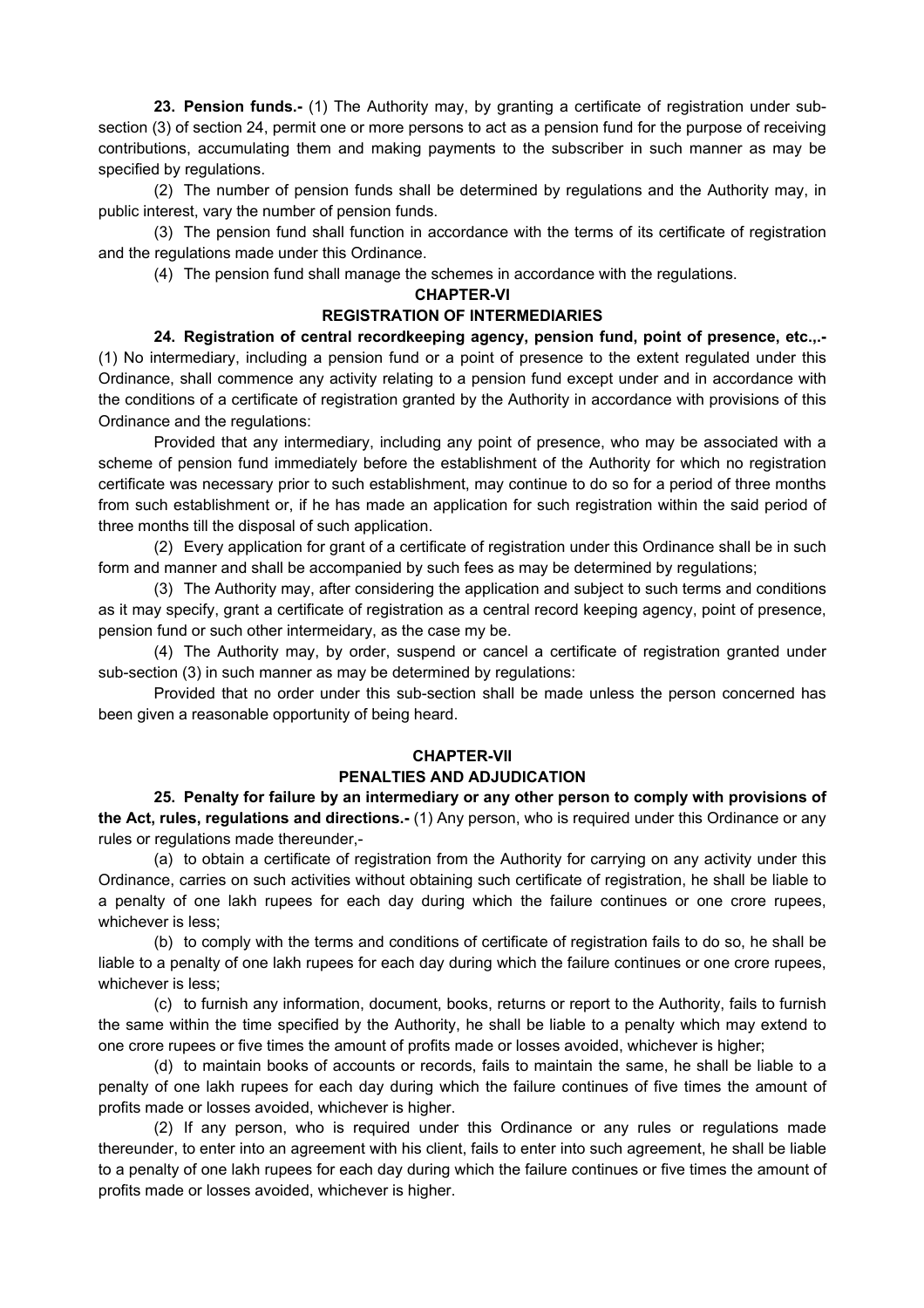**23. Pension funds.-** (1) The Authority may, by granting a certificate of registration under sub-section (3) of section 24, permit one or more persons to act as a pension fund for the purpose of receiving contributions, accumulating them and making payments to the subscriber in such manner as may be specified by regulations.

(2) The number of pension funds shall be determined by regulations and the Authority may, in public interest, vary the number of pension funds.

(3) The pension fund shall function in accordance with the terms of its certificate of registration and the regulations made under this Ordinance.

(4) The pension fund shall manage the schemes in accordance with the regulations.

## CHAPTER-VI

## REGISTRATION OF INTERMEDIARIES

**24. Registration of central recordkeeping agency, pension fund, point of presence, etc.,.-** (1) No intermediary, including a pension fund or a point of presence to the extent regulated under this Ordinance, shall commence any activity relating to a pension fund except under and in accordance with the conditions of a certificate of registration granted by the Authority in accordance with provisions of this Ordinance and the regulations:

Provided that any intermediary, including any point of presence, who may be associated with a scheme of pension fund immediately before the establishment of the Authority for which no registration certificate was necessary prior to such establishment, may continue to do so for a period of three months from such establishment or, if he has made an application for such registration within the said period of three months till the disposal of such application.

(2) Every application for grant of a certificate of registration under this Ordinance shall be in such form and manner and shall be accompanied by such fees as may be determined by regulations;

(3) The Authority may, after considering the application and subject to such terms and conditions as it may specify, grant a certificate of registration as a central record keeping agency, point of presence, pension fund or such other intermeidary, as the case my be.

(4) The Authority may, by order, suspend or cancel a certificate of registration granted under sub-section (3) in such manner as may be determined by regulations:

Provided that no order under this sub-section shall be made unless the person concerned has been given a reasonable opportunity of being heard.

## CHAPTER-VII

## PENALTIES AND ADJUDICATION

**25. Penalty for failure by an intermediary or any other person to comply with provisions of the Act, rules, regulations and directions.-** (1) Any person, who is required under this Ordinance or any rules or regulations made thereunder,-

(a) to obtain a certificate of registration from the Authority for carrying on any activity under this Ordinance, carries on such activities without obtaining such certificate of registration, he shall be liable to a penalty of one lakh rupees for each day during which the failure continues or one crore rupees, whichever is less;

(b) to comply with the terms and conditions of certificate of registration fails to do so, he shall be liable to a penalty of one lakh rupees for each day during which the failure continues or one crore rupees, whichever is less;

(c) to furnish any information, document, books, returns or report to the Authority, fails to furnish the same within the time specified by the Authority, he shall be liable to a penalty which may extend to one crore rupees or five times the amount of profits made or losses avoided, whichever is higher;

(d) to maintain books of accounts or records, fails to maintain the same, he shall be liable to a penalty of one lakh rupees for each day during which the failure continues of five times the amount of profits made or losses avoided, whichever is higher.

(2) If any person, who is required under this Ordinance or any rules or regulations made thereunder, to enter into an agreement with his client, fails to enter into such agreement, he shall be liable to a penalty of one lakh rupees for each day during which the failure continues or five times the amount of profits made or losses avoided, whichever is higher.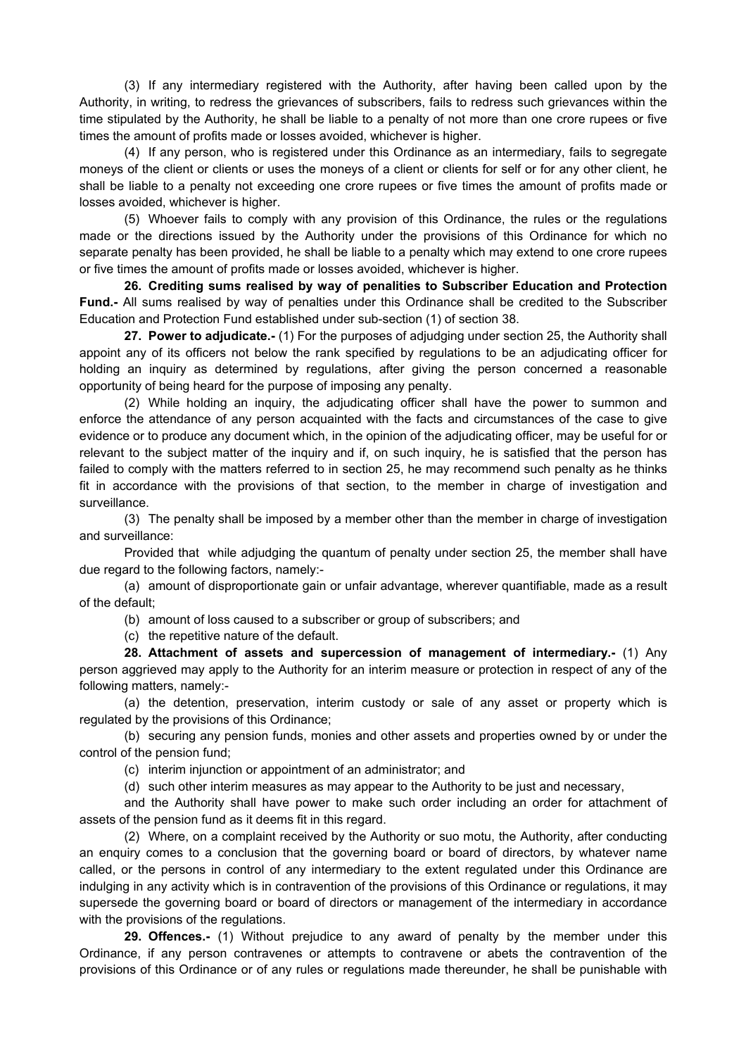(3) If any intermediary registered with the Authority, after having been called upon by the Authority, in writing, to redress the grievances of subscribers, fails to redress such grievances within the time stipulated by the Authority, he shall be liable to a penalty of not more than one crore rupees or five times the amount of profits made or losses avoided, whichever is higher.

(4) If any person, who is registered under this Ordinance as an intermediary, fails to segregate moneys of the client or clients or uses the moneys of a client or clients for self or for any other client, he shall be liable to a penalty not exceeding one crore rupees or five times the amount of profits made or losses avoided, whichever is higher.

(5) Whoever fails to comply with any provision of this Ordinance, the rules or the regulations made or the directions issued by the Authority under the provisions of this Ordinance for which no separate penalty has been provided, he shall be liable to a penalty which may extend to one crore rupees or five times the amount of profits made or losses avoided, whichever is higher.

**26. Crediting sums realised by way of penalities to Subscriber Education and Protection Fund.-** All sums realised by way of penalties under this Ordinance shall be credited to the Subscriber Education and Protection Fund established under sub-section (1) of section 38.

**27. Power to adjudicate.-** (1) For the purposes of adjudging under section 25, the Authority shall appoint any of its officers not below the rank specified by regulations to be an adjudicating officer for holding an inquiry as determined by regulations, after giving the person concerned a reasonable opportunity of being heard for the purpose of imposing any penalty.

(2) While holding an inquiry, the adjudicating officer shall have the power to summon and enforce the attendance of any person acquainted with the facts and circumstances of the case to give evidence or to produce any document which, in the opinion of the adjudicating officer, may be useful for or relevant to the subject matter of the inquiry and if, on such inquiry, he is satisfied that the person has failed to comply with the matters referred to in section 25, he may recommend such penalty as he thinks fit in accordance with the provisions of that section, to the member in charge of investigation and surveillance.

(3) The penalty shall be imposed by a member other than the member in charge of investigation and surveillance:

Provided that while adjudging the quantum of penalty under section 25, the member shall have due regard to the following factors, namely:-

(a) amount of disproportionate gain or unfair advantage, wherever quantifiable, made as a result of the default;

(b) amount of loss caused to a subscriber or group of subscribers; and

(c) the repetitive nature of the default.

**28. Attachment of assets and supercession of management of intermediary.-** (1) Any person aggrieved may apply to the Authority for an interim measure or protection in respect of any of the following matters, namely:-

(a) the detention, preservation, interim custody or sale of any asset or property which is regulated by the provisions of this Ordinance;

(b) securing any pension funds, monies and other assets and properties owned by or under the control of the pension fund;

(c) interim injunction or appointment of an administrator; and

(d) such other interim measures as may appear to the Authority to be just and necessary,

and the Authority shall have power to make such order including an order for attachment of assets of the pension fund as it deems fit in this regard.

(2) Where, on a complaint received by the Authority or suo motu, the Authority, after conducting an enquiry comes to a conclusion that the governing board or board of directors, by whatever name called, or the persons in control of any intermediary to the extent regulated under this Ordinance are indulging in any activity which is in contravention of the provisions of this Ordinance or regulations, it may supersede the governing board or board of directors or management of the intermediary in accordance with the provisions of the regulations.

**29. Offences.-** (1) Without prejudice to any award of penalty by the member under this Ordinance, if any person contravenes or attempts to contravene or abets the contravention of the provisions of this Ordinance or of any rules or regulations made thereunder, he shall be punishable with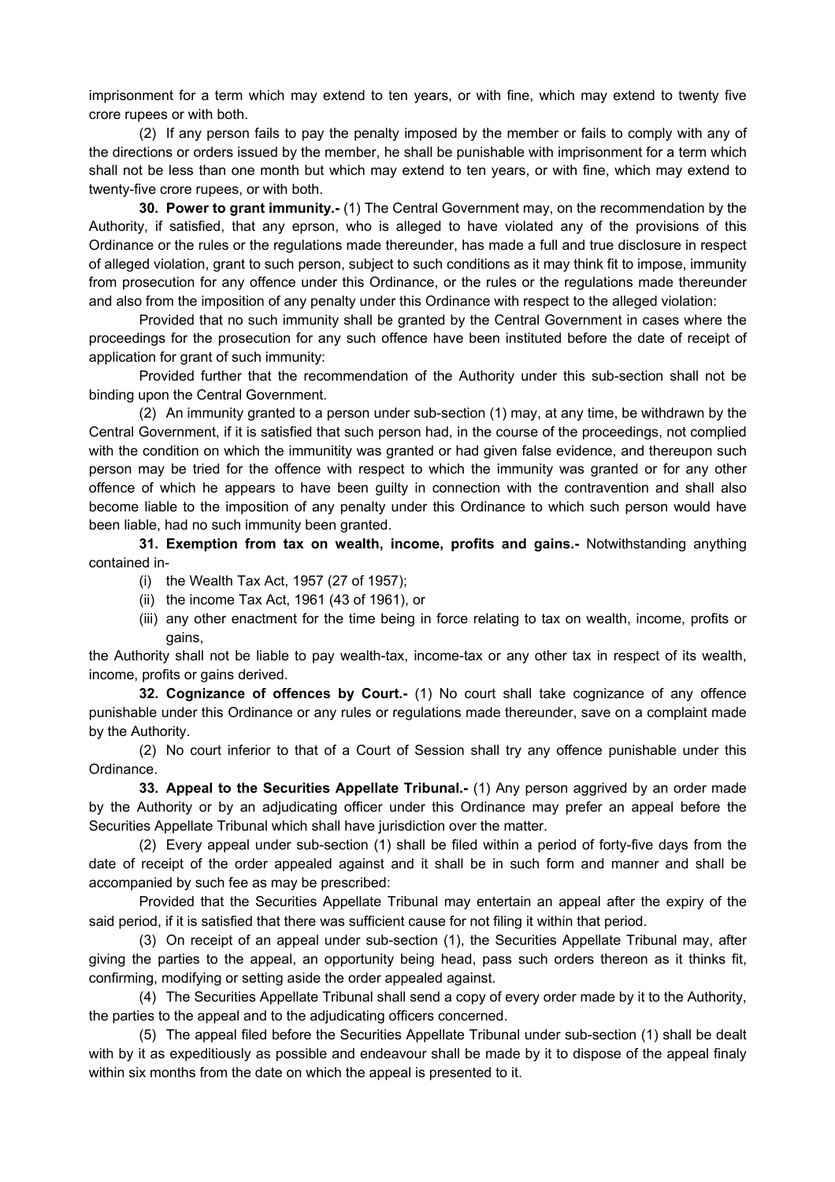imprisonment for a term which may extend to ten years, or with fine, which may extend to twenty five crore rupees or with both.

(2) If any person fails to pay the penalty imposed by the member or fails to comply with any of the directions or orders issued by the member, he shall be punishable with imprisonment for a term which shall not be less than one month but which may extend to ten years, or with fine, which may extend to twenty-five crore rupees, or with both.

**30. Power to grant immunity.-** (1) The Central Government may, on the recommendation by the Authority, if satisfied, that any eprson, who is alleged to have violated any of the provisions of this Ordinance or the rules or the regulations made thereunder, has made a full and true disclosure in respect of alleged violation, grant to such person, subject to such conditions as it may think fit to impose, immunity from prosecution for any offence under this Ordinance, or the rules or the regulations made thereunder and also from the imposition of any penalty under this Ordinance with respect to the alleged violation:

Provided that no such immunity shall be granted by the Central Government in cases where the proceedings for the prosecution for any such offence have been instituted before the date of receipt of application for grant of such immunity:

Provided further that the recommendation of the Authority under this sub-section shall not be binding upon the Central Government.

(2) An immunity granted to a person under sub-section (1) may, at any time, be withdrawn by the Central Government, if it is satisfied that such person had, in the course of the proceedings, not complied with the condition on which the immunitity was granted or had given false evidence, and thereupon such person may be tried for the offence with respect to which the immunity was granted or for any other offence of which he appears to have been guilty in connection with the contravention and shall also become liable to the imposition of any penalty under this Ordinance to which such person would have been liable, had no such immunity been granted.

**31. Exemption from tax on wealth, income, profits and gains.-** Notwithstanding anything contained in-

(i) the Wealth Tax Act, 1957 (27 of 1957);

(ii) the income Tax Act, 1961 (43 of 1961), or

(iii) any other enactment for the time being in force relating to tax on wealth, income, profits or gains,

the Authority shall not be liable to pay wealth-tax, income-tax or any other tax in respect of its wealth, income, profits or gains derived.

**32. Cognizance of offences by Court.-** (1) No court shall take cognizance of any offence punishable under this Ordinance or any rules or regulations made thereunder, save on a complaint made by the Authority.

(2) No court inferior to that of a Court of Session shall try any offence punishable under this Ordinance.

**33. Appeal to the Securities Appellate Tribunal.-** (1) Any person aggrived by an order made by the Authority or by an adjudicating officer under this Ordinance may prefer an appeal before the Securities Appellate Tribunal which shall have jurisdiction over the matter.

(2) Every appeal under sub-section (1) shall be filed within a period of forty-five days from the date of receipt of the order appealed against and it shall be in such form and manner and shall be accompanied by such fee as may be prescribed:

Provided that the Securities Appellate Tribunal may entertain an appeal after the expiry of the said period, if it is satisfied that there was sufficient cause for not filing it within that period.

(3) On receipt of an appeal under sub-section (1), the Securities Appellate Tribunal may, after giving the parties to the appeal, an opportunity being head, pass such orders thereon as it thinks fit, confirming, modifying or setting aside the order appealed against.

(4) The Securities Appellate Tribunal shall send a copy of every order made by it to the Authority, the parties to the appeal and to the adjudicating officers concerned.

(5) The appeal filed before the Securities Appellate Tribunal under sub-section (1) shall be dealt with by it as expeditiously as possible and endeavour shall be made by it to dispose of the appeal finaly within six months from the date on which the appeal is presented to it.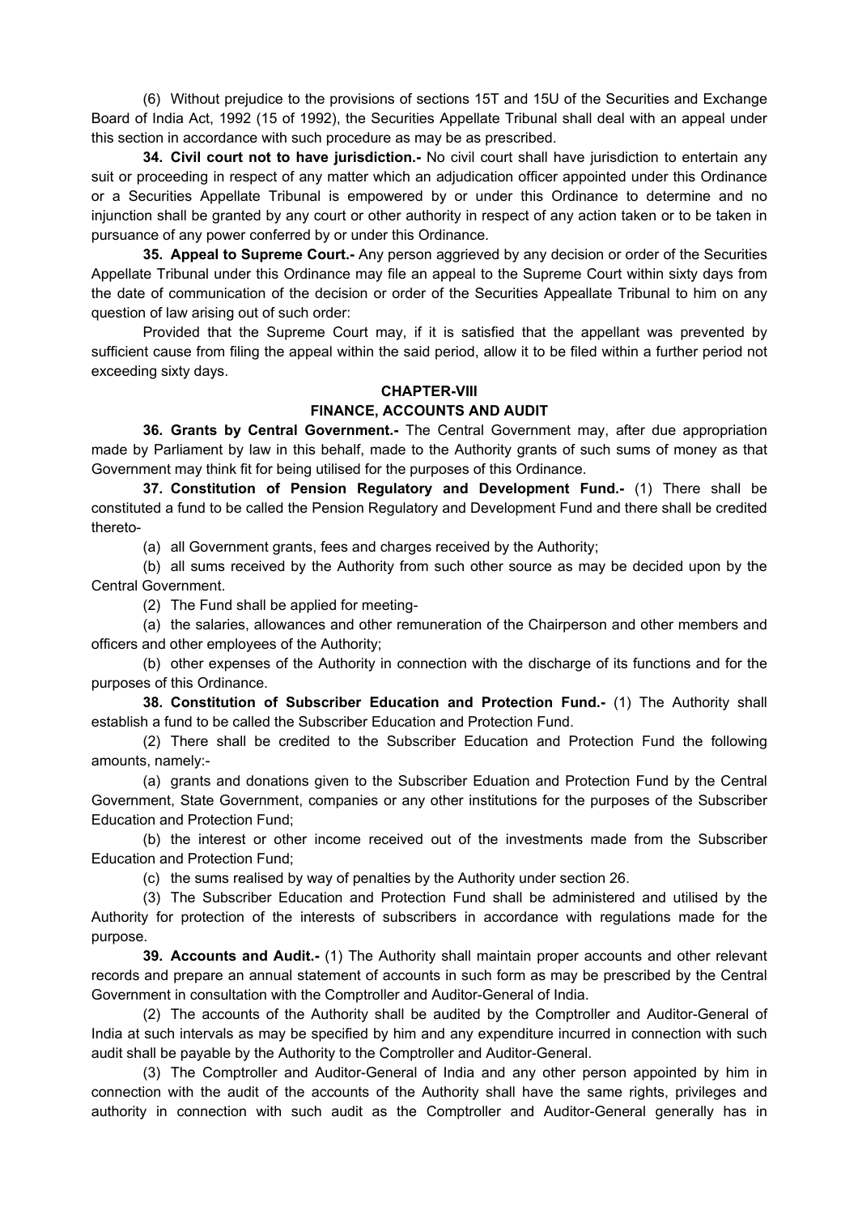(6) Without prejudice to the provisions of sections 15T and 15U of the Securities and Exchange Board of India Act, 1992 (15 of 1992), the Securities Appellate Tribunal shall deal with an appeal under this section in accordance with such procedure as may be as prescribed.

**34. Civil court not to have jurisdiction.-** No civil court shall have jurisdiction to entertain any suit or proceeding in respect of any matter which an adjudication officer appointed under this Ordinance or a Securities Appellate Tribunal is empowered by or under this Ordinance to determine and no injunction shall be granted by any court or other authority in respect of any action taken or to be taken in pursuance of any power conferred by or under this Ordinance.

**35. Appeal to Supreme Court.-** Any person aggrieved by any decision or order of the Securities Appellate Tribunal under this Ordinance may file an appeal to the Supreme Court within sixty days from the date of communication of the decision or order of the Securities Appeallate Tribunal to him on any question of law arising out of such order:

Provided that the Supreme Court may, if it is satisfied that the appellant was prevented by sufficient cause from filing the appeal within the said period, allow it to be filed within a further period not exceeding sixty days.

## CHAPTER-VIII

## FINANCE, ACCOUNTS AND AUDIT

**36. Grants by Central Government.-** The Central Government may, after due appropriation made by Parliament by law in this behalf, made to the Authority grants of such sums of money as that Government may think fit for being utilised for the purposes of this Ordinance.

**37. Constitution of Pension Regulatory and Development Fund.-** (1) There shall be constituted a fund to be called the Pension Regulatory and Development Fund and there shall be credited thereto-

(a) all Government grants, fees and charges received by the Authority;

(b) all sums received by the Authority from such other source as may be decided upon by the Central Government.

(2) The Fund shall be applied for meeting-

(a) the salaries, allowances and other remuneration of the Chairperson and other members and officers and other employees of the Authority;

(b) other expenses of the Authority in connection with the discharge of its functions and for the purposes of this Ordinance.

**38. Constitution of Subscriber Education and Protection Fund.-** (1) The Authority shall establish a fund to be called the Subscriber Education and Protection Fund.

(2) There shall be credited to the Subscriber Education and Protection Fund the following amounts, namely:-

(a) grants and donations given to the Subscriber Eduation and Protection Fund by the Central Government, State Government, companies or any other institutions for the purposes of the Subscriber Education and Protection Fund;

(b) the interest or other income received out of the investments made from the Subscriber Education and Protection Fund;

(c) the sums realised by way of penalties by the Authority under section 26.

(3) The Subscriber Education and Protection Fund shall be administered and utilised by the Authority for protection of the interests of subscribers in accordance with regulations made for the purpose.

**39. Accounts and Audit.-** (1) The Authority shall maintain proper accounts and other relevant records and prepare an annual statement of accounts in such form as may be prescribed by the Central Government in consultation with the Comptroller and Auditor-General of India.

(2) The accounts of the Authority shall be audited by the Comptroller and Auditor-General of India at such intervals as may be specified by him and any expenditure incurred in connection with such audit shall be payable by the Authority to the Comptroller and Auditor-General.

(3) The Comptroller and Auditor-General of India and any other person appointed by him in connection with the audit of the accounts of the Authority shall have the same rights, privileges and authority in connection with such audit as the Comptroller and Auditor-General generally has in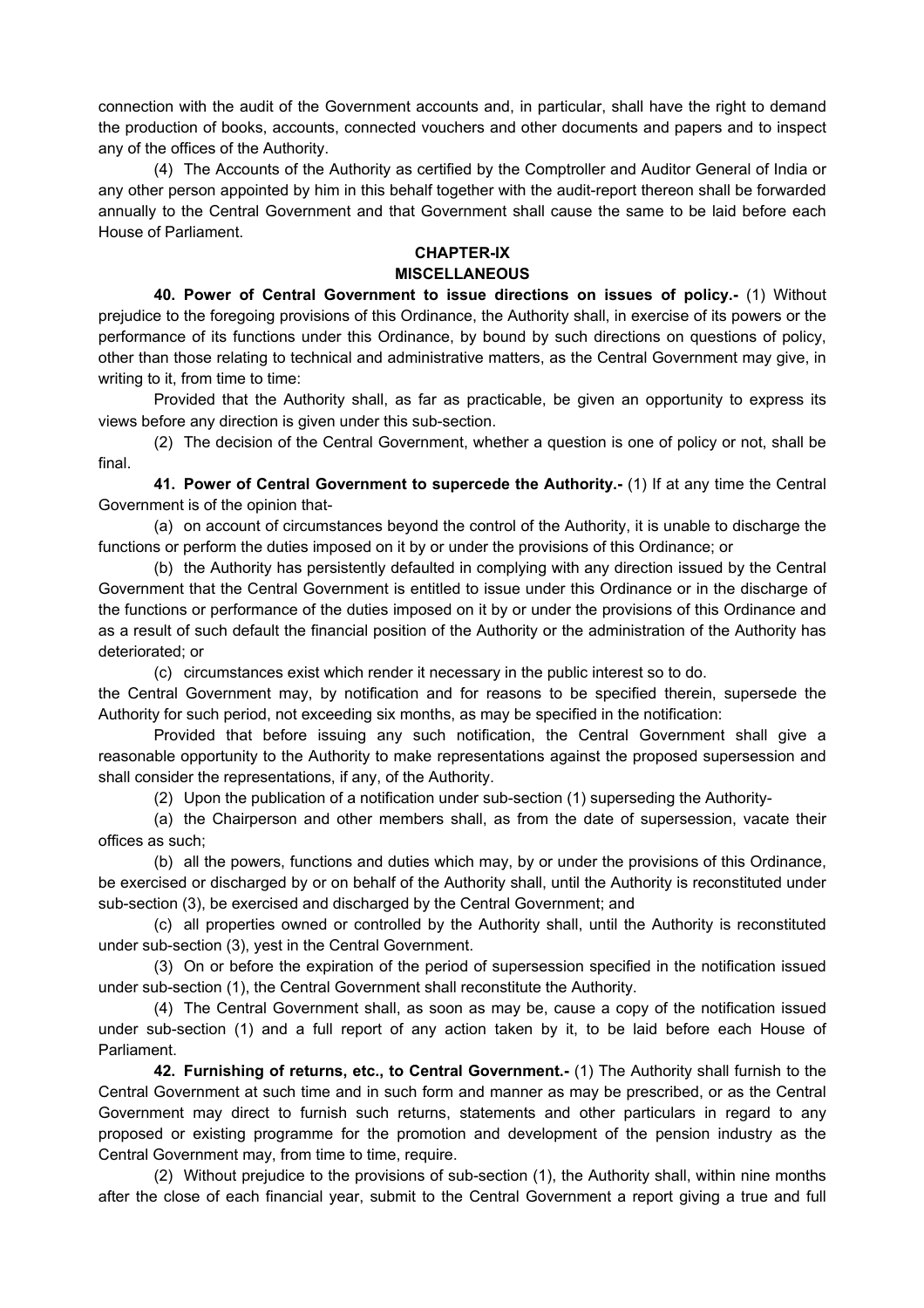connection with the audit of the Government accounts and, in particular, shall have the right to demand the production of books, accounts, connected vouchers and other documents and papers and to inspect any of the offices of the Authority.

(4) The Accounts of the Authority as certified by the Comptroller and Auditor General of India or any other person appointed by him in this behalf together with the audit-report thereon shall be forwarded annually to the Central Government and that Government shall cause the same to be laid before each House of Parliament.

## CHAPTER-IX
## MISCELLANEOUS

**40. Power of Central Government to issue directions on issues of policy.-** (1) Without prejudice to the foregoing provisions of this Ordinance, the Authority shall, in exercise of its powers or the performance of its functions under this Ordinance, by bound by such directions on questions of policy, other than those relating to technical and administrative matters, as the Central Government may give, in writing to it, from time to time:

Provided that the Authority shall, as far as practicable, be given an opportunity to express its views before any direction is given under this sub-section.

(2) The decision of the Central Government, whether a question is one of policy or not, shall be final.

**41. Power of Central Government to supercede the Authority.-** (1) If at any time the Central Government is of the opinion that-

(a) on account of circumstances beyond the control of the Authority, it is unable to discharge the functions or perform the duties imposed on it by or under the provisions of this Ordinance; or

(b) the Authority has persistently defaulted in complying with any direction issued by the Central Government that the Central Government is entitled to issue under this Ordinance or in the discharge of the functions or performance of the duties imposed on it by or under the provisions of this Ordinance and as a result of such default the financial position of the Authority or the administration of the Authority has deteriorated; or

(c) circumstances exist which render it necessary in the public interest so to do.

the Central Government may, by notification and for reasons to be specified therein, supersede the Authority for such period, not exceeding six months, as may be specified in the notification:

Provided that before issuing any such notification, the Central Government shall give a reasonable opportunity to the Authority to make representations against the proposed supersession and shall consider the representations, if any, of the Authority.

(2) Upon the publication of a notification under sub-section (1) superseding the Authority-

(a) the Chairperson and other members shall, as from the date of supersession, vacate their offices as such;

(b) all the powers, functions and duties which may, by or under the provisions of this Ordinance, be exercised or discharged by or on behalf of the Authority shall, until the Authority is reconstituted under sub-section (3), be exercised and discharged by the Central Government; and

(c) all properties owned or controlled by the Authority shall, until the Authority is reconstituted under sub-section (3), yest in the Central Government.

(3) On or before the expiration of the period of supersession specified in the notification issued under sub-section (1), the Central Government shall reconstitute the Authority.

(4) The Central Government shall, as soon as may be, cause a copy of the notification issued under sub-section (1) and a full report of any action taken by it, to be laid before each House of Parliament.

**42. Furnishing of returns, etc., to Central Government.-** (1) The Authority shall furnish to the Central Government at such time and in such form and manner as may be prescribed, or as the Central Government may direct to furnish such returns, statements and other particulars in regard to any proposed or existing programme for the promotion and development of the pension industry as the Central Government may, from time to time, require.

(2) Without prejudice to the provisions of sub-section (1), the Authority shall, within nine months after the close of each financial year, submit to the Central Government a report giving a true and full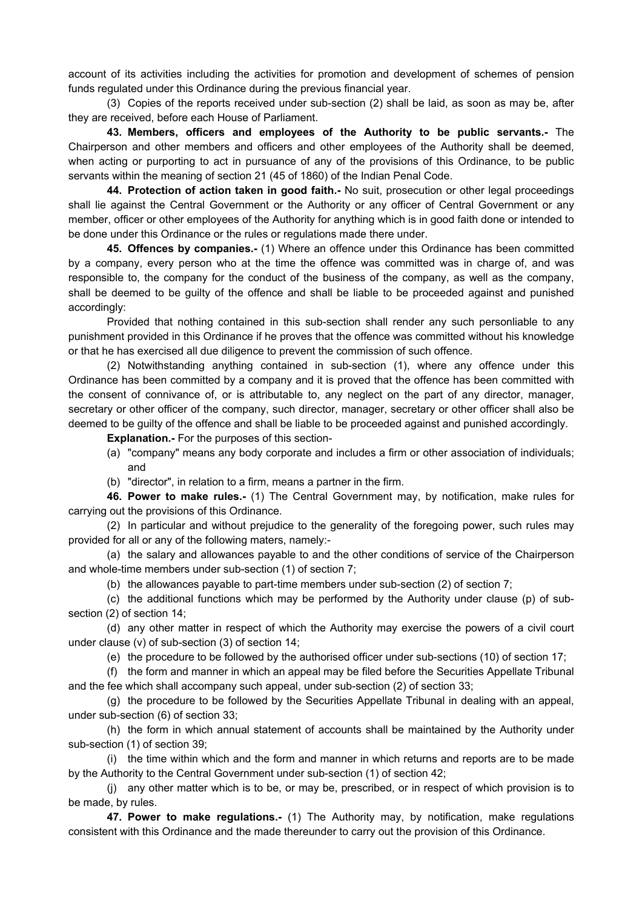account of its activities including the activities for promotion and development of schemes of pension funds regulated under this Ordinance during the previous financial year.

(3) Copies of the reports received under sub-section (2) shall be laid, as soon as may be, after they are received, before each House of Parliament.

**43. Members, officers and employees of the Authority to be public servants.-** The Chairperson and other members and officers and other employees of the Authority shall be deemed, when acting or purporting to act in pursuance of any of the provisions of this Ordinance, to be public servants within the meaning of section 21 (45 of 1860) of the Indian Penal Code.

**44. Protection of action taken in good faith.-** No suit, prosecution or other legal proceedings shall lie against the Central Government or the Authority or any officer of Central Government or any member, officer or other employees of the Authority for anything which is in good faith done or intended to be done under this Ordinance or the rules or regulations made there under.

**45. Offences by companies.-** (1) Where an offence under this Ordinance has been committed by a company, every person who at the time the offence was committed was in charge of, and was responsible to, the company for the conduct of the business of the company, as well as the company, shall be deemed to be guilty of the offence and shall be liable to be proceeded against and punished accordingly:

Provided that nothing contained in this sub-section shall render any such personliable to any punishment provided in this Ordinance if he proves that the offence was committed without his knowledge or that he has exercised all due diligence to prevent the commission of such offence.

(2) Notwithstanding anything contained in sub-section (1), where any offence under this Ordinance has been committed by a company and it is proved that the offence has been committed with the consent of connivance of, or is attributable to, any neglect on the part of any director, manager, secretary or other officer of the company, such director, manager, secretary or other officer shall also be deemed to be guilty of the offence and shall be liable to be proceeded against and punished accordingly.

**Explanation.-** For the purposes of this section-

(a) "company" means any body corporate and includes a firm or other association of individuals; and

(b) "director", in relation to a firm, means a partner in the firm.

**46. Power to make rules.-** (1) The Central Government may, by notification, make rules for carrying out the provisions of this Ordinance.

(2) In particular and without prejudice to the generality of the foregoing power, such rules may provided for all or any of the following maters, namely:-

(a) the salary and allowances payable to and the other conditions of service of the Chairperson and whole-time members under sub-section (1) of section 7;

(b) the allowances payable to part-time members under sub-section (2) of section 7;

(c) the additional functions which may be performed by the Authority under clause (p) of sub-section (2) of section 14;

(d) any other matter in respect of which the Authority may exercise the powers of a civil court under clause (v) of sub-section (3) of section 14;

(e) the procedure to be followed by the authorised officer under sub-sections (10) of section 17;

(f) the form and manner in which an appeal may be filed before the Securities Appellate Tribunal and the fee which shall accompany such appeal, under sub-section (2) of section 33;

(g) the procedure to be followed by the Securities Appellate Tribunal in dealing with an appeal, under sub-section (6) of section 33;

(h) the form in which annual statement of accounts shall be maintained by the Authority under sub-section (1) of section 39;

(i) the time within which and the form and manner in which returns and reports are to be made by the Authority to the Central Government under sub-section (1) of section 42;

(j) any other matter which is to be, or may be, prescribed, or in respect of which provision is to be made, by rules.

**47. Power to make regulations.-** (1) The Authority may, by notification, make regulations consistent with this Ordinance and the made thereunder to carry out the provision of this Ordinance.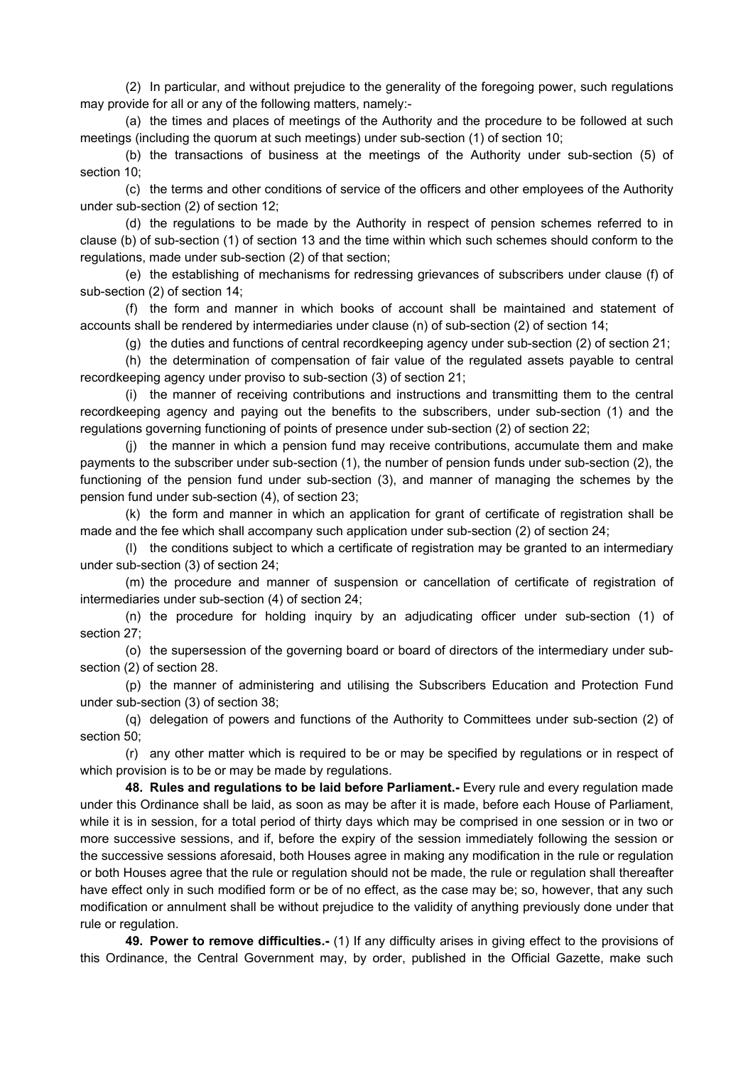(2) In particular, and without prejudice to the generality of the foregoing power, such regulations may provide for all or any of the following matters, namely:-

(a) the times and places of meetings of the Authority and the procedure to be followed at such meetings (including the quorum at such meetings) under sub-section (1) of section 10;

(b) the transactions of business at the meetings of the Authority under sub-section (5) of section 10;

(c) the terms and other conditions of service of the officers and other employees of the Authority under sub-section (2) of section 12;

(d) the regulations to be made by the Authority in respect of pension schemes referred to in clause (b) of sub-section (1) of section 13 and the time within which such schemes should conform to the regulations, made under sub-section (2) of that section;

(e) the establishing of mechanisms for redressing grievances of subscribers under clause (f) of sub-section (2) of section 14;

(f) the form and manner in which books of account shall be maintained and statement of accounts shall be rendered by intermediaries under clause (n) of sub-section (2) of section 14;

(g) the duties and functions of central recordkeeping agency under sub-section (2) of section 21;

(h) the determination of compensation of fair value of the regulated assets payable to central recordkeeping agency under proviso to sub-section (3) of section 21;

(i) the manner of receiving contributions and instructions and transmitting them to the central recordkeeping agency and paying out the benefits to the subscribers, under sub-section (1) and the regulations governing functioning of points of presence under sub-section (2) of section 22;

(j) the manner in which a pension fund may receive contributions, accumulate them and make payments to the subscriber under sub-section (1), the number of pension funds under sub-section (2), the functioning of the pension fund under sub-section (3), and manner of managing the schemes by the pension fund under sub-section (4), of section 23;

(k) the form and manner in which an application for grant of certificate of registration shall be made and the fee which shall accompany such application under sub-section (2) of section 24;

(l) the conditions subject to which a certificate of registration may be granted to an intermediary under sub-section (3) of section 24;

(m) the procedure and manner of suspension or cancellation of certificate of registration of intermediaries under sub-section (4) of section 24;

(n) the procedure for holding inquiry by an adjudicating officer under sub-section (1) of section 27;

(o) the supersession of the governing board or board of directors of the intermediary under sub-section (2) of section 28.

(p) the manner of administering and utilising the Subscribers Education and Protection Fund under sub-section (3) of section 38;

(q) delegation of powers and functions of the Authority to Committees under sub-section (2) of section 50;

(r) any other matter which is required to be or may be specified by regulations or in respect of which provision is to be or may be made by regulations.

**48. Rules and regulations to be laid before Parliament.-** Every rule and every regulation made under this Ordinance shall be laid, as soon as may be after it is made, before each House of Parliament, while it is in session, for a total period of thirty days which may be comprised in one session or in two or more successive sessions, and if, before the expiry of the session immediately following the session or the successive sessions aforesaid, both Houses agree in making any modification in the rule or regulation or both Houses agree that the rule or regulation should not be made, the rule or regulation shall thereafter have effect only in such modified form or be of no effect, as the case may be; so, however, that any such modification or annulment shall be without prejudice to the validity of anything previously done under that rule or regulation.

**49. Power to remove difficulties.-** (1) If any difficulty arises in giving effect to the provisions of this Ordinance, the Central Government may, by order, published in the Official Gazette, make such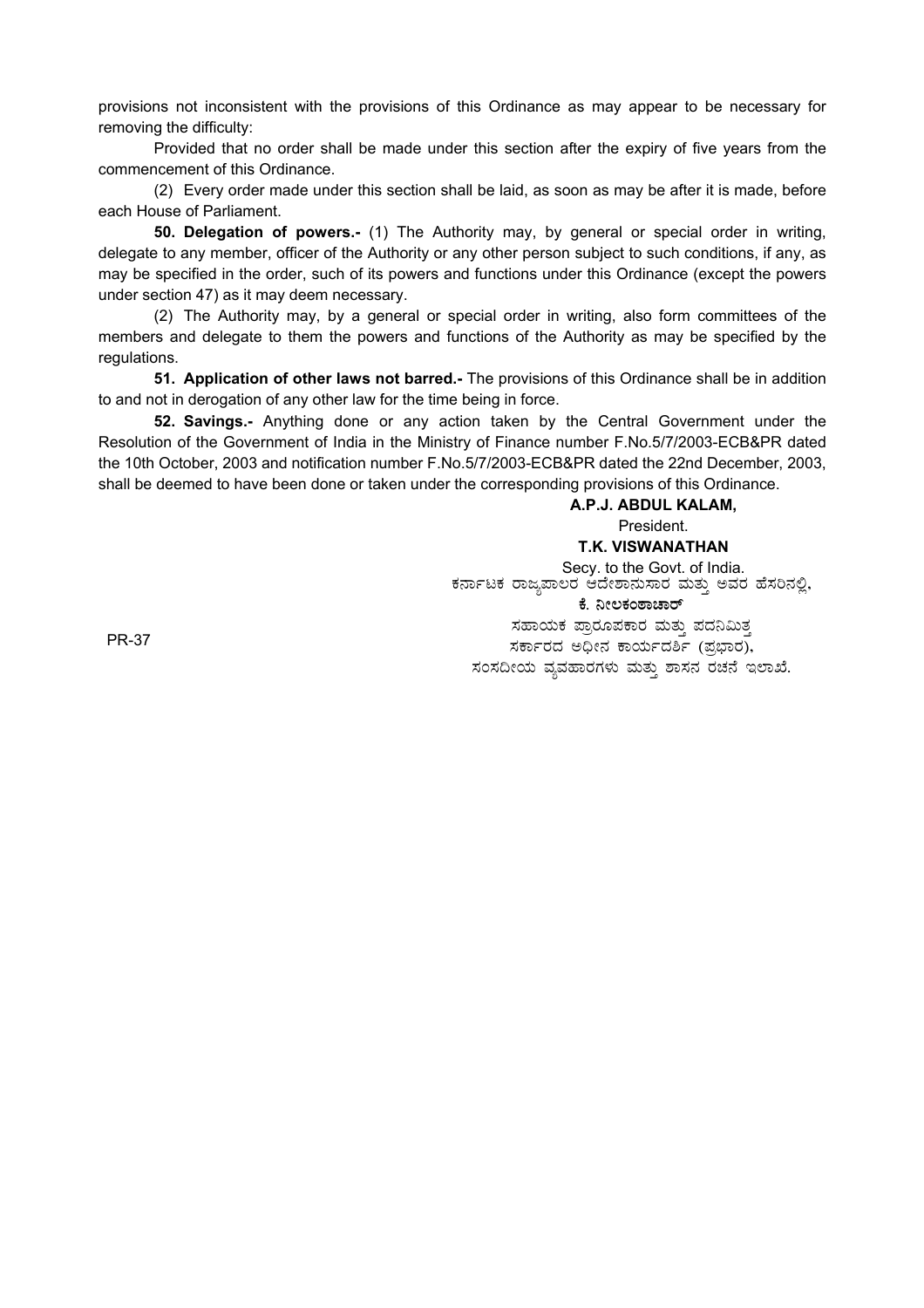provisions not inconsistent with the provisions of this Ordinance as may appear to be necessary for removing the difficulty:

Provided that no order shall be made under this section after the expiry of five years from the commencement of this Ordinance.

(2) Every order made under this section shall be laid, as soon as may be after it is made, before each House of Parliament.

**50. Delegation of powers.-** (1) The Authority may, by general or special order in writing, delegate to any member, officer of the Authority or any other person subject to such conditions, if any, as may be specified in the order, such of its powers and functions under this Ordinance (except the powers under section 47) as it may deem necessary.

(2) The Authority may, by a general or special order in writing, also form committees of the members and delegate to them the powers and functions of the Authority as may be specified by the regulations.

**51. Application of other laws not barred.-** The provisions of this Ordinance shall be in addition to and not in derogation of any other law for the time being in force.

**52. Savings.-** Anything done or any action taken by the Central Government under the Resolution of the Government of India in the Ministry of Finance number F.No.5/7/2003-ECB&PR dated the 10th October, 2003 and notification number F.No.5/7/2003-ECB&PR dated the 22nd December, 2003, shall be deemed to have been done or taken under the corresponding provisions of this Ordinance.

**A.P.J. ABDUL KALAM,**
President.

**T.K. VISWANATHAN**
Secy. to the Govt. of India.

ಕರ್ನಾಟಕ ರಾಜ್ಯಪಾಲರ ಆದೇಶಾನುಸಾರ ಮತ್ತು ಅವರ ಹೆಸರಿನಲ್ಲಿ,

**ಕೆ. ನೀಲಕಂಠಾಚಾರ್**

ಸಹಾಯಕ ಪ್ರಾರೂಪಕಾರ ಮತ್ತು ಪದನಿಮಿತ್ತ
ಸರ್ಕಾರದ ಅಧೀನ ಕಾರ್ಯದರ್ಶಿ (ಪ್ರಭಾರ),
ಸಂಸದೀಯ ವ್ಯವಹಾರಗಳು ಮತ್ತು ಶಾಸನ ರಚನೆ ಇಲಾಖೆ.

PR-37